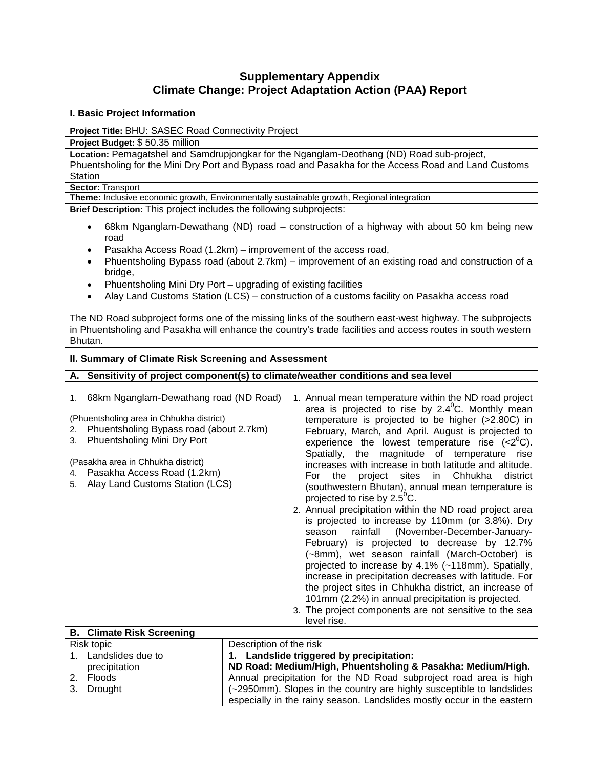# Supplementary Appendix
## Climate Change: Project Adaptation Action (PAA) Report

### I. Basic Project Information

**Project Title:** BHU: SASEC Road Connectivity Project

**Project Budget:** $ 50.35 million

**Location:** Pemagatshel and Samdrupjongkar for the Nganglam-Deothang (ND) Road sub-project, Phuentsholing for the Mini Dry Port and Bypass road and Pasakha for the Access Road and Land Customs Station

**Sector:** Transport

**Theme:** Inclusive economic growth, Environmentally sustainable growth, Regional integration

**Brief Description:** This project includes the following subprojects:

- 68km Nganglam-Dewathang (ND) road – construction of a highway with about 50 km being new road
- Pasakha Access Road (1.2km) – improvement of the access road,
- Phuentsholing Bypass road (about 2.7km) – improvement of an existing road and construction of a bridge,
- Phuentsholing Mini Dry Port – upgrading of existing facilities
- Alay Land Customs Station (LCS) – construction of a customs facility on Pasakha access road

The ND Road subproject forms one of the missing links of the southern east-west highway. The subprojects in Phuentsholing and Pasakha will enhance the country's trade facilities and access routes in south western Bhutan.

### II. Summary of Climate Risk Screening and Assessment

**A. Sensitivity of project component(s) to climate/weather conditions and sea level**

| Project components | Sensitivity |
| --- | --- |
| 1. 68km Nganglam-Dewathang road (ND Road)<br><br>(Phuentsholing area in Chhukha district)<br>2. Phuentsholing Bypass road (about 2.7km)<br>3. Phuentsholing Mini Dry Port<br><br>(Pasakha area in Chhukha district)<br>4. Pasakha Access Road (1.2km)<br>5. Alay Land Customs Station (LCS) | 1. Annual mean temperature within the ND road project area is projected to rise by 2.4$^{0}$C. Monthly mean temperature is projected to be higher (>2.80C) in February, March, and April. August is projected to experience the lowest temperature rise (<2$^{0}$C). Spatially, the magnitude of temperature rise increases with increase in both latitude and altitude. For the project sites in Chhukha district (southwestern Bhutan), annual mean temperature is projected to rise by 2.5$^{0}$C.<br>2. Annual precipitation within the ND road project area is projected to increase by 110mm (or 3.8%). Dry season rainfall (November-December-January-February) is projected to decrease by 12.7% (~8mm), wet season rainfall (March-October) is projected to increase by 4.1% (~118mm). Spatially, increase in precipitation decreases with latitude. For the project sites in Chhukha district, an increase of 101mm (2.2%) in annual precipitation is projected.<br>3. The project components are not sensitive to the sea level rise. |

**B. Climate Risk Screening**

| Risk topic | Description of the risk |
| --- | --- |
| 1. Landslides due to precipitation<br>2. Floods<br>3. Drought | **1. Landslide triggered by precipitation:**<br>**ND Road: Medium/High, Phuentsholing & Pasakha: Medium/High.**<br>Annual precipitation for the ND Road subproject road area is high (~2950mm). Slopes in the country are highly susceptible to landslides especially in the rainy season. Landslides mostly occur in the eastern |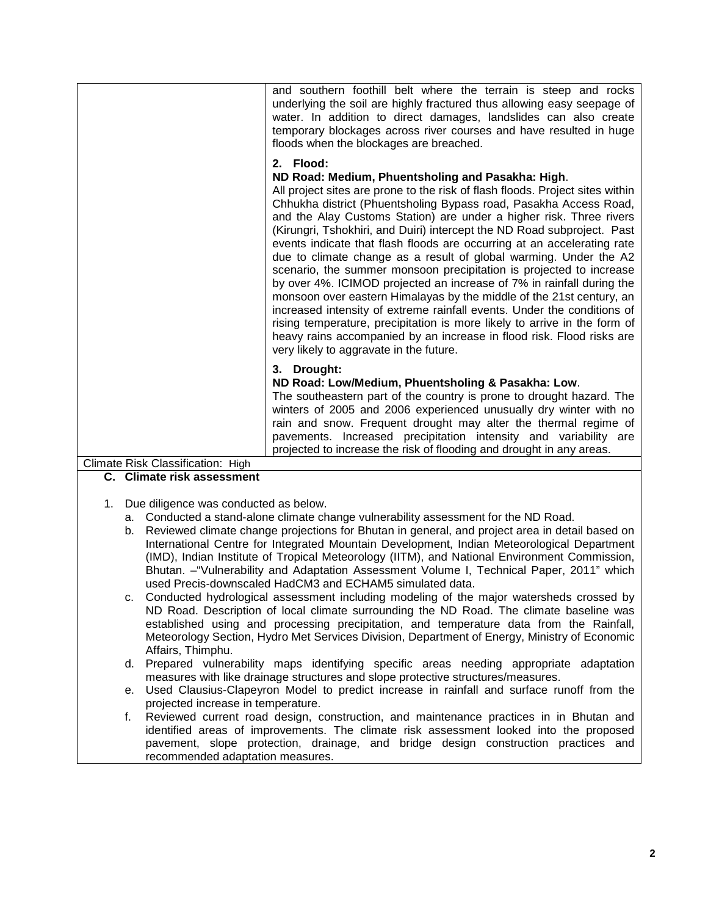| | |
|---|---|
| | and southern foothill belt where the terrain is steep and rocks underlying the soil are highly fractured thus allowing easy seepage of water. In addition to direct damages, landslides can also create temporary blockages across river courses and have resulted in huge floods when the blockages are breached.<br><br>**2. Flood:**<br>**ND Road: Medium, Phuentsholing and Pasakha: High**.<br>All project sites are prone to the risk of flash floods. Project sites within Chhukha district (Phuentsholing Bypass road, Pasakha Access Road, and the Alay Customs Station) are under a higher risk. Three rivers (Kirungri, Tshokhiri, and Duiri) intercept the ND Road subproject. Past events indicate that flash floods are occurring at an accelerating rate due to climate change as a result of global warming. Under the A2 scenario, the summer monsoon precipitation is projected to increase by over 4%. ICIMOD projected an increase of 7% in rainfall during the monsoon over eastern Himalayas by the middle of the 21st century, an increased intensity of extreme rainfall events. Under the conditions of rising temperature, precipitation is more likely to arrive in the form of heavy rains accompanied by an increase in flood risk. Flood risks are very likely to aggravate in the future.<br><br>**3. Drought:**<br>**ND Road: Low/Medium, Phuentsholing & Pasakha: Low**.<br>The southeastern part of the country is prone to drought hazard. The winters of 2005 and 2006 experienced unusually dry winter with no rain and snow. Frequent drought may alter the thermal regime of pavements. Increased precipitation intensity and variability are projected to increase the risk of flooding and drought in any areas. |
| Climate Risk Classification: High | |

**C. Climate risk assessment**

1. Due diligence was conducted as below.
   a. Conducted a stand-alone climate change vulnerability assessment for the ND Road.
   b. Reviewed climate change projections for Bhutan in general, and project area in detail based on International Centre for Integrated Mountain Development, Indian Meteorological Department (IMD), Indian Institute of Tropical Meteorology (IITM), and National Environment Commission, Bhutan. –"Vulnerability and Adaptation Assessment Volume I, Technical Paper, 2011" which used Precis-downscaled HadCM3 and ECHAM5 simulated data.
   c. Conducted hydrological assessment including modeling of the major watersheds crossed by ND Road. Description of local climate surrounding the ND Road. The climate baseline was established using and processing precipitation, and temperature data from the Rainfall, Meteorology Section, Hydro Met Services Division, Department of Energy, Ministry of Economic Affairs, Thimphu.
   d. Prepared vulnerability maps identifying specific areas needing appropriate adaptation measures with like drainage structures and slope protective structures/measures.
   e. Used Clausius-Clapeyron Model to predict increase in rainfall and surface runoff from the projected increase in temperature.
   f. Reviewed current road design, construction, and maintenance practices in in Bhutan and identified areas of improvements. The climate risk assessment looked into the proposed pavement, slope protection, drainage, and bridge design construction practices and recommended adaptation measures.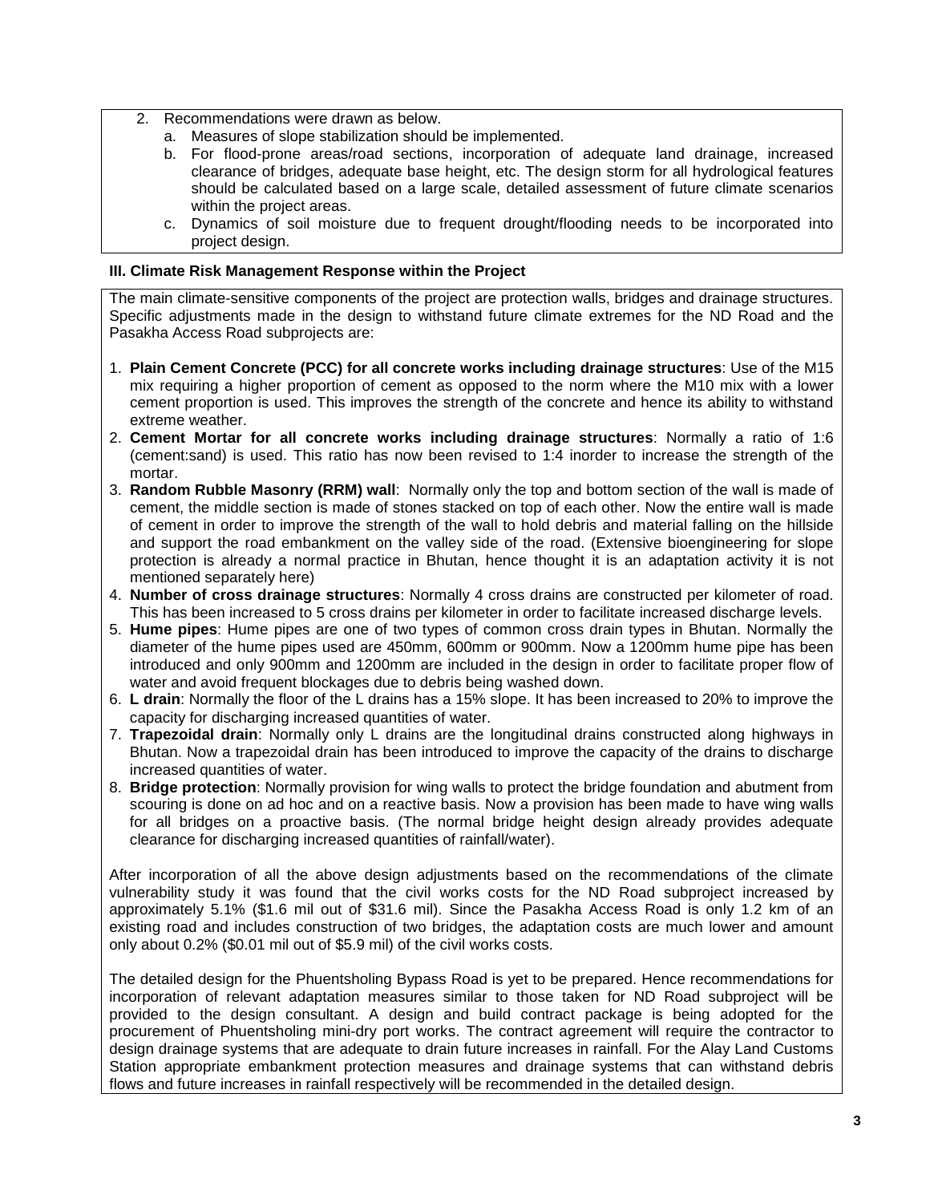2. Recommendations were drawn as below.
   a. Measures of slope stabilization should be implemented.
   b. For flood-prone areas/road sections, incorporation of adequate land drainage, increased clearance of bridges, adequate base height, etc. The design storm for all hydrological features should be calculated based on a large scale, detailed assessment of future climate scenarios within the project areas.
   c. Dynamics of soil moisture due to frequent drought/flooding needs to be incorporated into project design.

**III. Climate Risk Management Response within the Project**

The main climate-sensitive components of the project are protection walls, bridges and drainage structures. Specific adjustments made in the design to withstand future climate extremes for the ND Road and the Pasakha Access Road subprojects are:

1. **Plain Cement Concrete (PCC) for all concrete works including drainage structures**: Use of the M15 mix requiring a higher proportion of cement as opposed to the norm where the M10 mix with a lower cement proportion is used. This improves the strength of the concrete and hence its ability to withstand extreme weather.
2. **Cement Mortar for all concrete works including drainage structures**: Normally a ratio of 1:6 (cement:sand) is used. This ratio has now been revised to 1:4 inorder to increase the strength of the mortar.
3. **Random Rubble Masonry (RRM) wall**: Normally only the top and bottom section of the wall is made of cement, the middle section is made of stones stacked on top of each other. Now the entire wall is made of cement in order to improve the strength of the wall to hold debris and material falling on the hillside and support the road embankment on the valley side of the road. (Extensive bioengineering for slope protection is already a normal practice in Bhutan, hence thought it is an adaptation activity it is not mentioned separately here)
4. **Number of cross drainage structures**: Normally 4 cross drains are constructed per kilometer of road. This has been increased to 5 cross drains per kilometer in order to facilitate increased discharge levels.
5. **Hume pipes**: Hume pipes are one of two types of common cross drain types in Bhutan. Normally the diameter of the hume pipes used are 450mm, 600mm or 900mm. Now a 1200mm hume pipe has been introduced and only 900mm and 1200mm are included in the design in order to facilitate proper flow of water and avoid frequent blockages due to debris being washed down.
6. **L drain**: Normally the floor of the L drains has a 15% slope. It has been increased to 20% to improve the capacity for discharging increased quantities of water.
7. **Trapezoidal drain**: Normally only L drains are the longitudinal drains constructed along highways in Bhutan. Now a trapezoidal drain has been introduced to improve the capacity of the drains to discharge increased quantities of water.
8. **Bridge protection**: Normally provision for wing walls to protect the bridge foundation and abutment from scouring is done on ad hoc and on a reactive basis. Now a provision has been made to have wing walls for all bridges on a proactive basis. (The normal bridge height design already provides adequate clearance for discharging increased quantities of rainfall/water).

After incorporation of all the above design adjustments based on the recommendations of the climate vulnerability study it was found that the civil works costs for the ND Road subproject increased by approximately 5.1% ($1.6 mil out of $31.6 mil). Since the Pasakha Access Road is only 1.2 km of an existing road and includes construction of two bridges, the adaptation costs are much lower and amount only about 0.2% ($0.01 mil out of $5.9 mil) of the civil works costs.

The detailed design for the Phuentsholing Bypass Road is yet to be prepared. Hence recommendations for incorporation of relevant adaptation measures similar to those taken for ND Road subproject will be provided to the design consultant. A design and build contract package is being adopted for the procurement of Phuentsholing mini-dry port works. The contract agreement will require the contractor to design drainage systems that are adequate to drain future increases in rainfall. For the Alay Land Customs Station appropriate embankment protection measures and drainage systems that can withstand debris flows and future increases in rainfall respectively will be recommended in the detailed design.